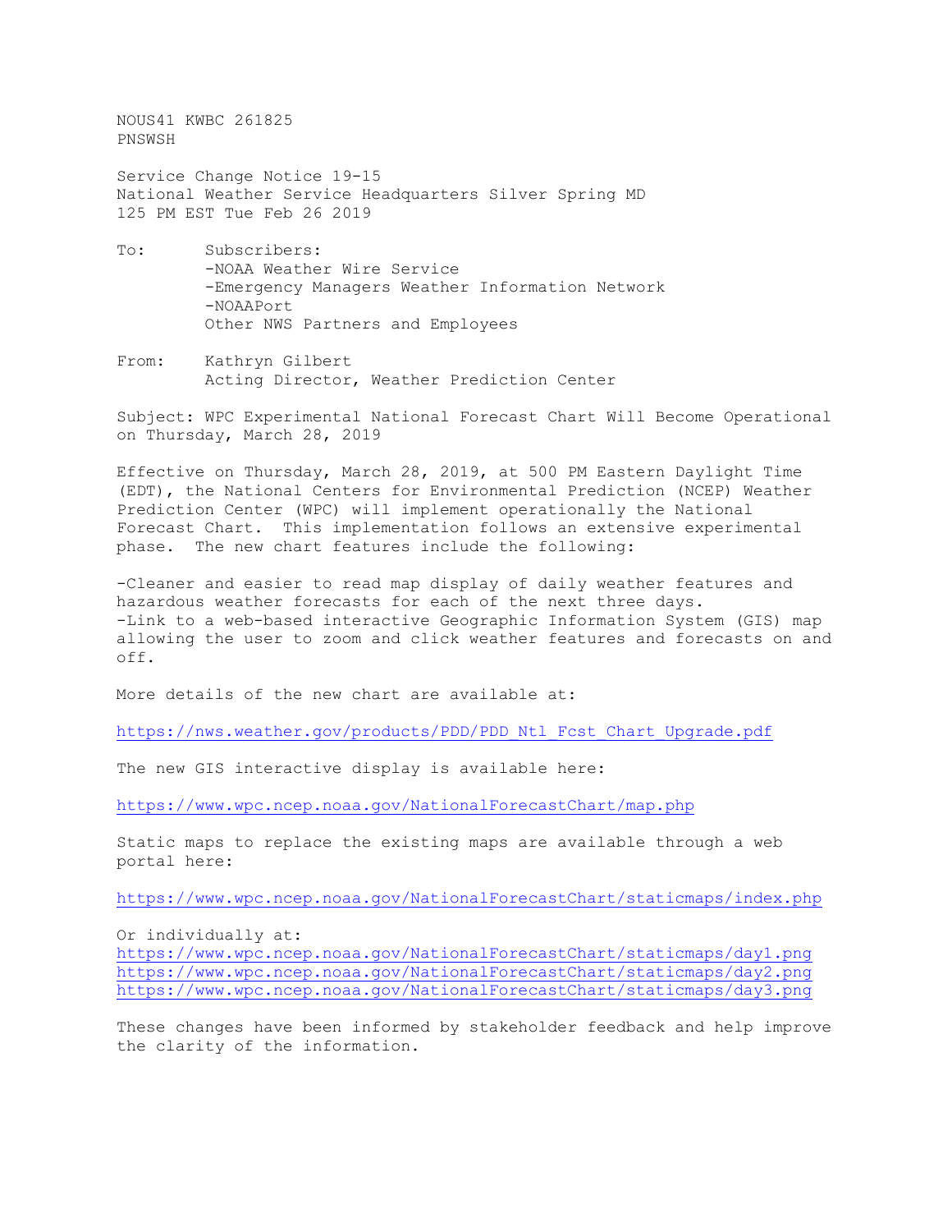NOUS41 KWBC 261825
PNSWSH

Service Change Notice 19-15
National Weather Service Headquarters Silver Spring MD
125 PM EST Tue Feb 26 2019

To: Subscribers:
-NOAA Weather Wire Service
-Emergency Managers Weather Information Network
-NOAAPort
Other NWS Partners and Employees

From: Kathryn Gilbert
Acting Director, Weather Prediction Center

Subject: WPC Experimental National Forecast Chart Will Become Operational on Thursday, March 28, 2019

Effective on Thursday, March 28, 2019, at 500 PM Eastern Daylight Time (EDT), the National Centers for Environmental Prediction (NCEP) Weather Prediction Center (WPC) will implement operationally the National Forecast Chart. This implementation follows an extensive experimental phase. The new chart features include the following:

-Cleaner and easier to read map display of daily weather features and hazardous weather forecasts for each of the next three days.
-Link to a web-based interactive Geographic Information System (GIS) map allowing the user to zoom and click weather features and forecasts on and off.

More details of the new chart are available at:

https://nws.weather.gov/products/PDD/PDD_Ntl_Fcst_Chart_Upgrade.pdf

The new GIS interactive display is available here:

https://www.wpc.ncep.noaa.gov/NationalForecastChart/map.php

Static maps to replace the existing maps are available through a web portal here:

https://www.wpc.ncep.noaa.gov/NationalForecastChart/staticmaps/index.php

Or individually at:
https://www.wpc.ncep.noaa.gov/NationalForecastChart/staticmaps/day1.png
https://www.wpc.ncep.noaa.gov/NationalForecastChart/staticmaps/day2.png
https://www.wpc.ncep.noaa.gov/NationalForecastChart/staticmaps/day3.png

These changes have been informed by stakeholder feedback and help improve the clarity of the information.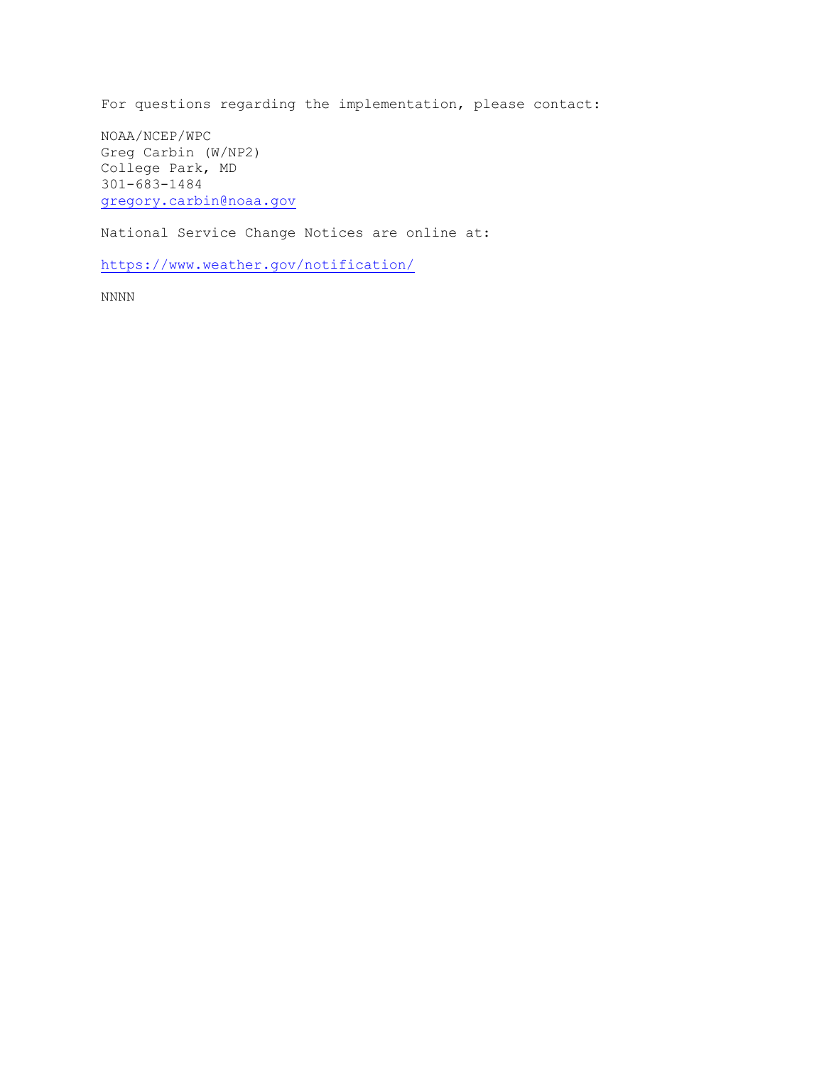For questions regarding the implementation, please contact:

NOAA/NCEP/WPC
Greg Carbin (W/NP2)
College Park, MD
301-683-1484
gregory.carbin@noaa.gov

National Service Change Notices are online at:

https://www.weather.gov/notification/

NNNN